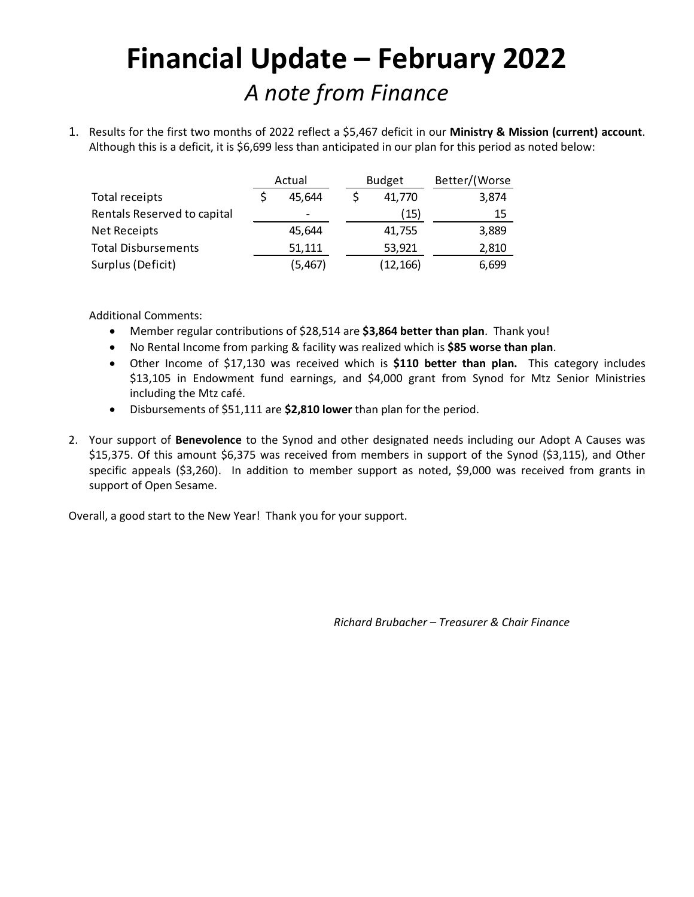# Financial Update – February 2022

## *A note from Finance*

1. Results for the first two months of 2022 reflect a $5,467 deficit in our **Ministry & Mission (current) account**. Although this is a deficit, it is $6,699 less than anticipated in our plan for this period as noted below:

| | Actual | Budget | Better/(Worse |
|---|---|---|---|
| Total receipts | $ 45,644 | $ 41,770 | 3,874 |
| Rentals Reserved to capital | - | (15) | 15 |
| Net Receipts | 45,644 | 41,755 | 3,889 |
| Total Disbursements | 51,111 | 53,921 | 2,810 |
| Surplus (Deficit) | (5,467) | (12,166) | 6,699 |

   Additional Comments:

   - Member regular contributions of $28,514 are **$3,864 better than plan**. Thank you!
   - No Rental Income from parking & facility was realized which is **$85 worse than plan**.
   - Other Income of $17,130 was received which is **$110 better than plan.** This category includes $13,105 in Endowment fund earnings, and $4,000 grant from Synod for Mtz Senior Ministries including the Mtz café.
   - Disbursements of $51,111 are **$2,810 lower** than plan for the period.

2. Your support of **Benevolence** to the Synod and other designated needs including our Adopt A Causes was $15,375. Of this amount $6,375 was received from members in support of the Synod ($3,115), and Other specific appeals ($3,260). In addition to member support as noted, $9,000 was received from grants in support of Open Sesame.

Overall, a good start to the New Year! Thank you for your support.

*Richard Brubacher – Treasurer & Chair Finance*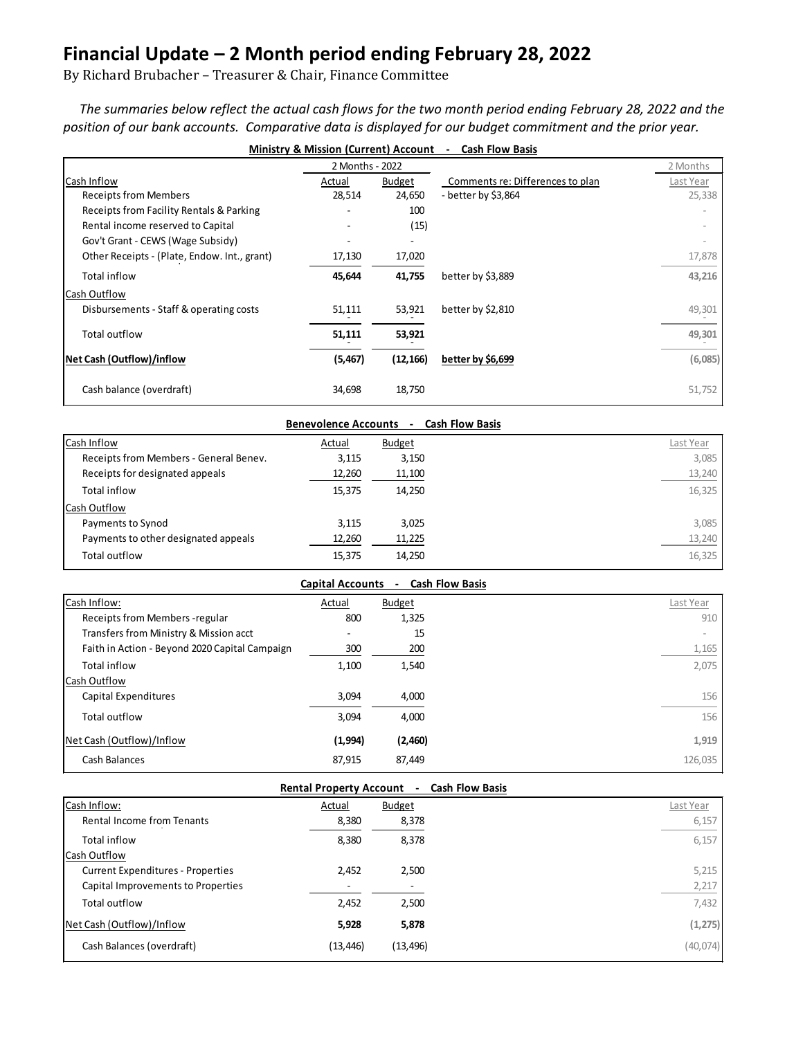# Financial Update – 2 Month period ending February 28, 2022

By Richard Brubacher – Treasurer & Chair, Finance Committee

*The summaries below reflect the actual cash flows for the two month period ending February 28, 2022 and the position of our bank accounts. Comparative data is displayed for our budget commitment and the prior year.*

**Ministry & Mission (Current) Account - Cash Flow Basis**

| | 2 Months - 2022 | | | 2 Months |
|---|---|---|---|---|
| Cash Inflow | Actual | Budget | Comments re: Differences to plan | Last Year |
| Receipts from Members | 28,514 | 24,650 | - better by $3,864 | 25,338 |
| Receipts from Facility Rentals & Parking | - | 100 | | - |
| Rental income reserved to Capital | - | (15) | | - |
| Gov't Grant - CEWS (Wage Subsidy) | - | - | | - |
| Other Receipts - (Plate, Endow. Int., grant) | 17,130 | 17,020 | | 17,878 |
| Total inflow | **45,644** | **41,755** | better by $3,889 | **43,216** |
| Cash Outflow | | | | |
| Disbursements - Staff & operating costs | 51,111 | 53,921 | better by $2,810 | 49,301 |
| Total outflow | **51,111** | **53,921** | | **49,301** |
| **Net Cash (Outflow)/inflow** | **(5,467)** | **(12,166)** | **better by $6,699** | **(6,085)** |
| Cash balance (overdraft) | 34,698 | 18,750 | | 51,752 |

**Benevolence Accounts - Cash Flow Basis**

| Cash Inflow | Actual | Budget | Last Year |
|---|---|---|---|
| Receipts from Members - General Benev. | 3,115 | 3,150 | 3,085 |
| Receipts for designated appeals | 12,260 | 11,100 | 13,240 |
| Total inflow | 15,375 | 14,250 | 16,325 |
| Cash Outflow | | | |
| Payments to Synod | 3,115 | 3,025 | 3,085 |
| Payments to other designated appeals | 12,260 | 11,225 | 13,240 |
| Total outflow | 15,375 | 14,250 | 16,325 |

**Capital Accounts - Cash Flow Basis**

| Cash Inflow: | Actual | Budget | Last Year |
|---|---|---|---|
| Receipts from Members -regular | 800 | 1,325 | 910 |
| Transfers from Ministry & Mission acct | - | 15 | - |
| Faith in Action - Beyond 2020 Capital Campaign | 300 | 200 | 1,165 |
| Total inflow | 1,100 | 1,540 | 2,075 |
| Cash Outflow | | | |
| Capital Expenditures | 3,094 | 4,000 | 156 |
| Total outflow | 3,094 | 4,000 | 156 |
| Net Cash (Outflow)/Inflow | **(1,994)** | **(2,460)** | **1,919** |
| Cash Balances | 87,915 | 87,449 | 126,035 |

**Rental Property Account - Cash Flow Basis**

| Cash Inflow: | Actual | Budget | Last Year |
|---|---|---|---|
| Rental Income from Tenants | 8,380 | 8,378 | 6,157 |
| Total inflow | 8,380 | 8,378 | 6,157 |
| Cash Outflow | | | |
| Current Expenditures - Properties | 2,452 | 2,500 | 5,215 |
| Capital Improvements to Properties | - | - | 2,217 |
| Total outflow | 2,452 | 2,500 | 7,432 |
| Net Cash (Outflow)/Inflow | **5,928** | **5,878** | **(1,275)** |
| Cash Balances (overdraft) | (13,446) | (13,496) | (40,074) |